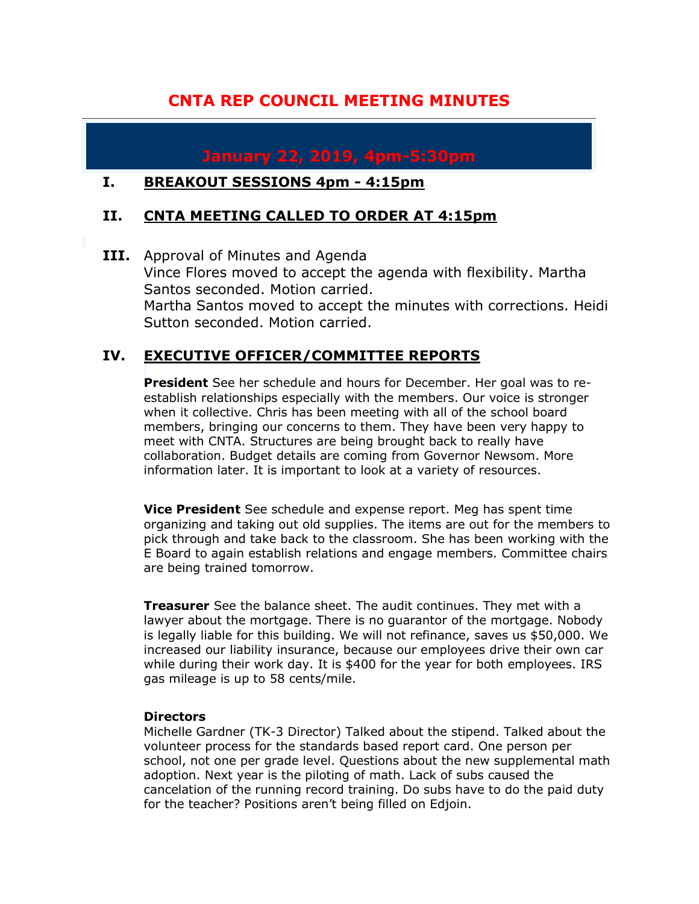# CNTA REP COUNCIL MEETING MINUTES

## January 22, 2019, 4pm-5:30pm

## I. BREAKOUT SESSIONS 4pm - 4:15pm

## II. CNTA MEETING CALLED TO ORDER AT 4:15pm

**III.** Approval of Minutes and Agenda
Vince Flores moved to accept the agenda with flexibility. Martha Santos seconded. Motion carried.
Martha Santos moved to accept the minutes with corrections. Heidi Sutton seconded. Motion carried.

## IV. EXECUTIVE OFFICER/COMMITTEE REPORTS

**President** See her schedule and hours for December. Her goal was to re-establish relationships especially with the members. Our voice is stronger when it collective. Chris has been meeting with all of the school board members, bringing our concerns to them. They have been very happy to meet with CNTA. Structures are being brought back to really have collaboration. Budget details are coming from Governor Newsom. More information later. It is important to look at a variety of resources.

**Vice President** See schedule and expense report. Meg has spent time organizing and taking out old supplies. The items are out for the members to pick through and take back to the classroom. She has been working with the E Board to again establish relations and engage members. Committee chairs are being trained tomorrow.

**Treasurer** See the balance sheet. The audit continues. They met with a lawyer about the mortgage. There is no guarantor of the mortgage. Nobody is legally liable for this building. We will not refinance, saves us $50,000. We increased our liability insurance, because our employees drive their own car while during their work day. It is $400 for the year for both employees. IRS gas mileage is up to 58 cents/mile.

**Directors**
Michelle Gardner (TK-3 Director) Talked about the stipend. Talked about the volunteer process for the standards based report card. One person per school, not one per grade level. Questions about the new supplemental math adoption. Next year is the piloting of math. Lack of subs caused the cancelation of the running record training. Do subs have to do the paid duty for the teacher? Positions aren't being filled on Edjoin.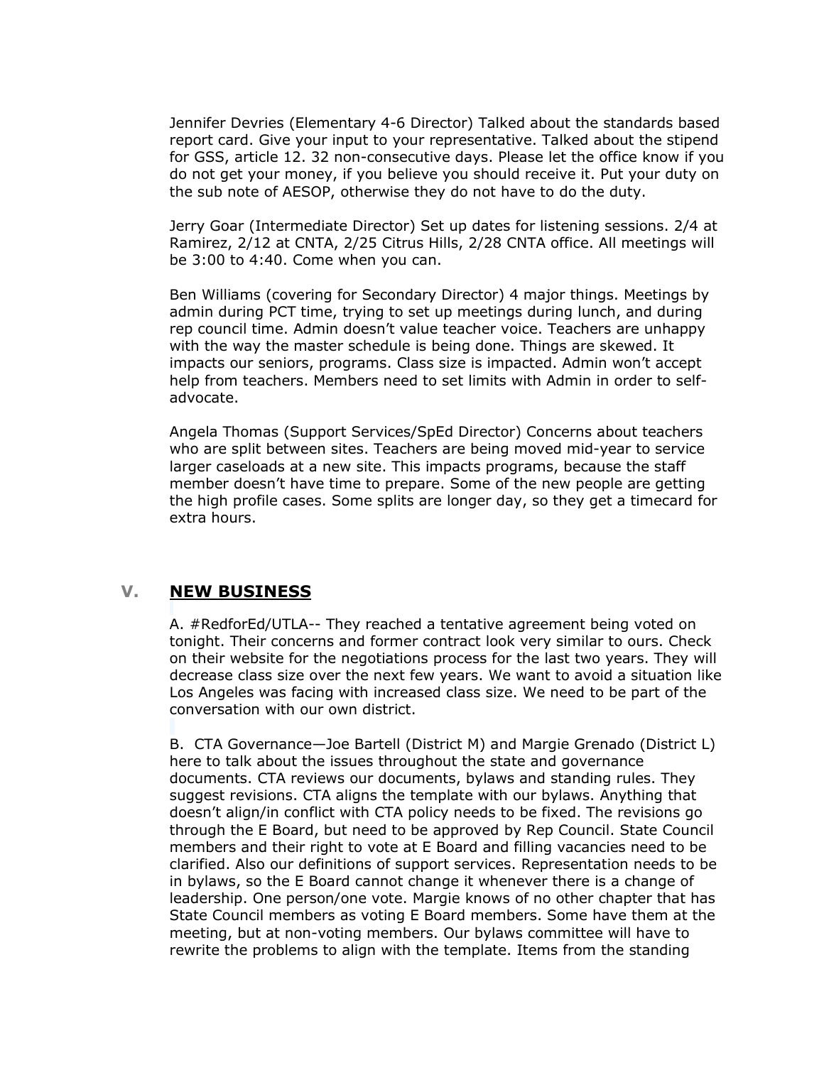Jennifer Devries (Elementary 4-6 Director) Talked about the standards based report card. Give your input to your representative. Talked about the stipend for GSS, article 12. 32 non-consecutive days. Please let the office know if you do not get your money, if you believe you should receive it. Put your duty on the sub note of AESOP, otherwise they do not have to do the duty.

Jerry Goar (Intermediate Director) Set up dates for listening sessions. 2/4 at Ramirez, 2/12 at CNTA, 2/25 Citrus Hills, 2/28 CNTA office. All meetings will be 3:00 to 4:40. Come when you can.

Ben Williams (covering for Secondary Director) 4 major things. Meetings by admin during PCT time, trying to set up meetings during lunch, and during rep council time. Admin doesn't value teacher voice. Teachers are unhappy with the way the master schedule is being done. Things are skewed. It impacts our seniors, programs. Class size is impacted. Admin won't accept help from teachers. Members need to set limits with Admin in order to self-advocate.

Angela Thomas (Support Services/SpEd Director) Concerns about teachers who are split between sites. Teachers are being moved mid-year to service larger caseloads at a new site. This impacts programs, because the staff member doesn't have time to prepare. Some of the new people are getting the high profile cases. Some splits are longer day, so they get a timecard for extra hours.

## V. NEW BUSINESS

A. #RedforEd/UTLA-- They reached a tentative agreement being voted on tonight. Their concerns and former contract look very similar to ours. Check on their website for the negotiations process for the last two years. They will decrease class size over the next few years. We want to avoid a situation like Los Angeles was facing with increased class size. We need to be part of the conversation with our own district.

B. CTA Governance—Joe Bartell (District M) and Margie Grenado (District L) here to talk about the issues throughout the state and governance documents. CTA reviews our documents, bylaws and standing rules. They suggest revisions. CTA aligns the template with our bylaws. Anything that doesn't align/in conflict with CTA policy needs to be fixed. The revisions go through the E Board, but need to be approved by Rep Council. State Council members and their right to vote at E Board and filling vacancies need to be clarified. Also our definitions of support services. Representation needs to be in bylaws, so the E Board cannot change it whenever there is a change of leadership. One person/one vote. Margie knows of no other chapter that has State Council members as voting E Board members. Some have them at the meeting, but at non-voting members. Our bylaws committee will have to rewrite the problems to align with the template. Items from the standing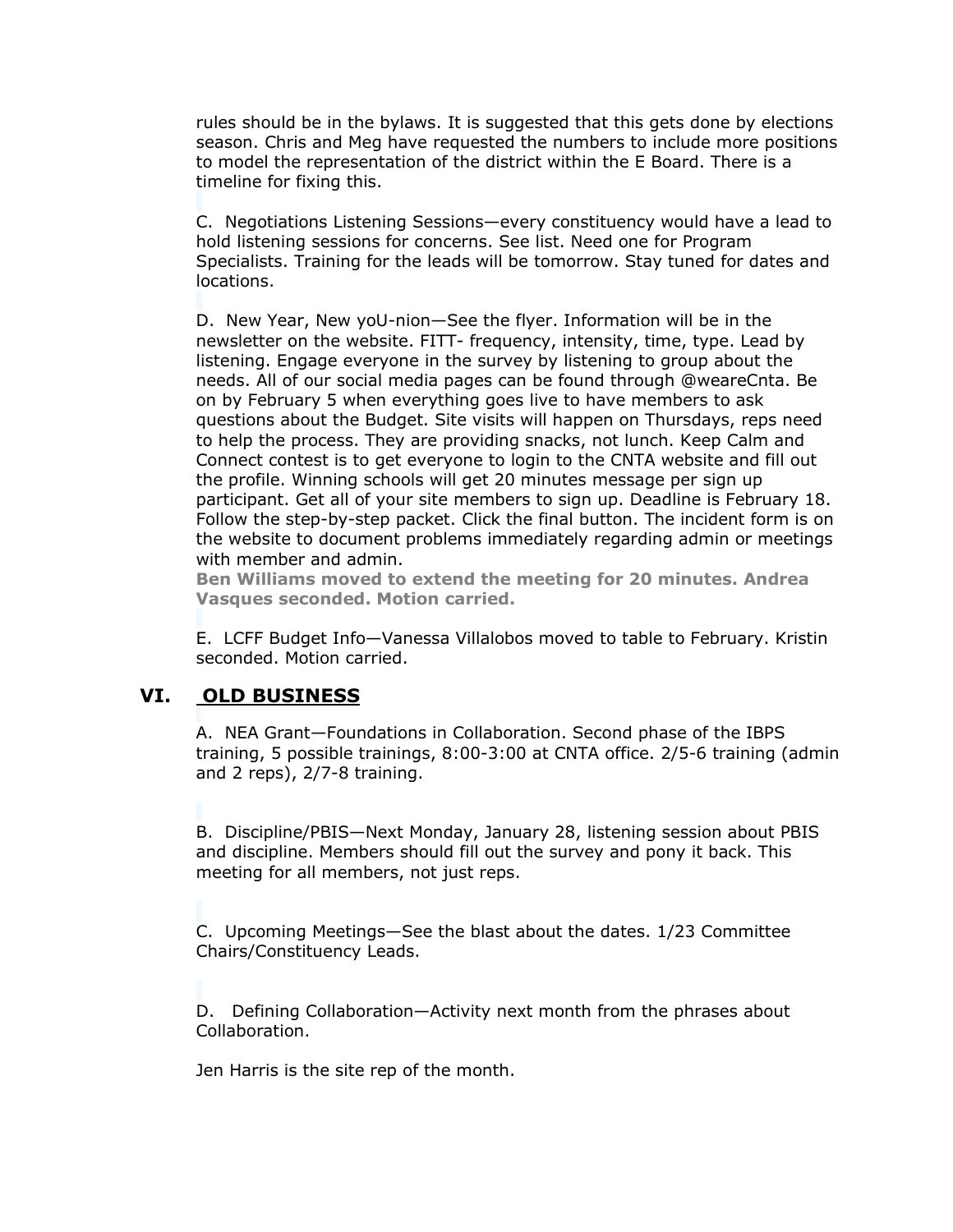rules should be in the bylaws. It is suggested that this gets done by elections season. Chris and Meg have requested the numbers to include more positions to model the representation of the district within the E Board. There is a timeline for fixing this.

C. Negotiations Listening Sessions—every constituency would have a lead to hold listening sessions for concerns. See list. Need one for Program Specialists. Training for the leads will be tomorrow. Stay tuned for dates and locations.

D. New Year, New yoU-nion—See the flyer. Information will be in the newsletter on the website. FITT- frequency, intensity, time, type. Lead by listening. Engage everyone in the survey by listening to group about the needs. All of our social media pages can be found through @weareCnta. Be on by February 5 when everything goes live to have members to ask questions about the Budget. Site visits will happen on Thursdays, reps need to help the process. They are providing snacks, not lunch. Keep Calm and Connect contest is to get everyone to login to the CNTA website and fill out the profile. Winning schools will get 20 minutes message per sign up participant. Get all of your site members to sign up. Deadline is February 18. Follow the step-by-step packet. Click the final button. The incident form is on the website to document problems immediately regarding admin or meetings with member and admin.
**Ben Williams moved to extend the meeting for 20 minutes. Andrea Vasques seconded. Motion carried.**

E. LCFF Budget Info—Vanessa Villalobos moved to table to February. Kristin seconded. Motion carried.

## VI. OLD BUSINESS

A. NEA Grant—Foundations in Collaboration. Second phase of the IBPS training, 5 possible trainings, 8:00-3:00 at CNTA office. 2/5-6 training (admin and 2 reps), 2/7-8 training.

B. Discipline/PBIS—Next Monday, January 28, listening session about PBIS and discipline. Members should fill out the survey and pony it back. This meeting for all members, not just reps.

C. Upcoming Meetings—See the blast about the dates. 1/23 Committee Chairs/Constituency Leads.

D. Defining Collaboration—Activity next month from the phrases about Collaboration.

Jen Harris is the site rep of the month.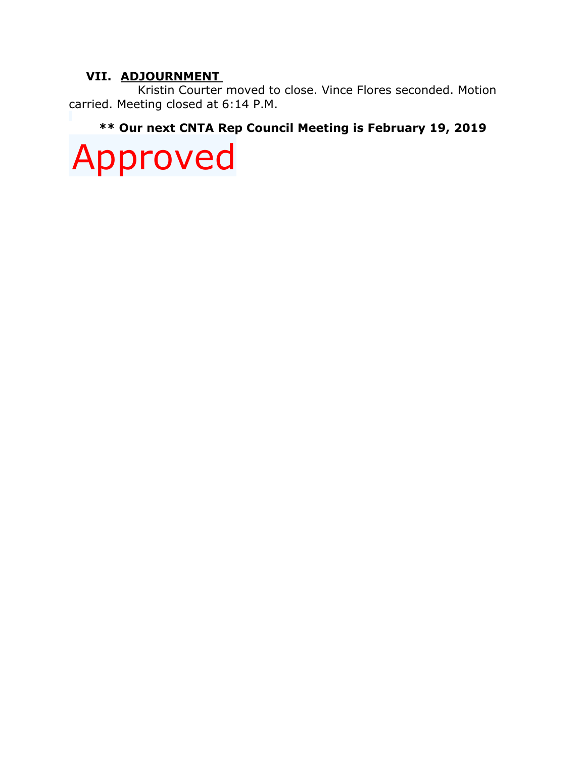## VII. ADJOURNMENT

Kristin Courter moved to close. Vince Flores seconded. Motion carried. Meeting closed at 6:14 P.M.

**\*\* Our next CNTA Rep Council Meeting is February 19, 2019**

Approved